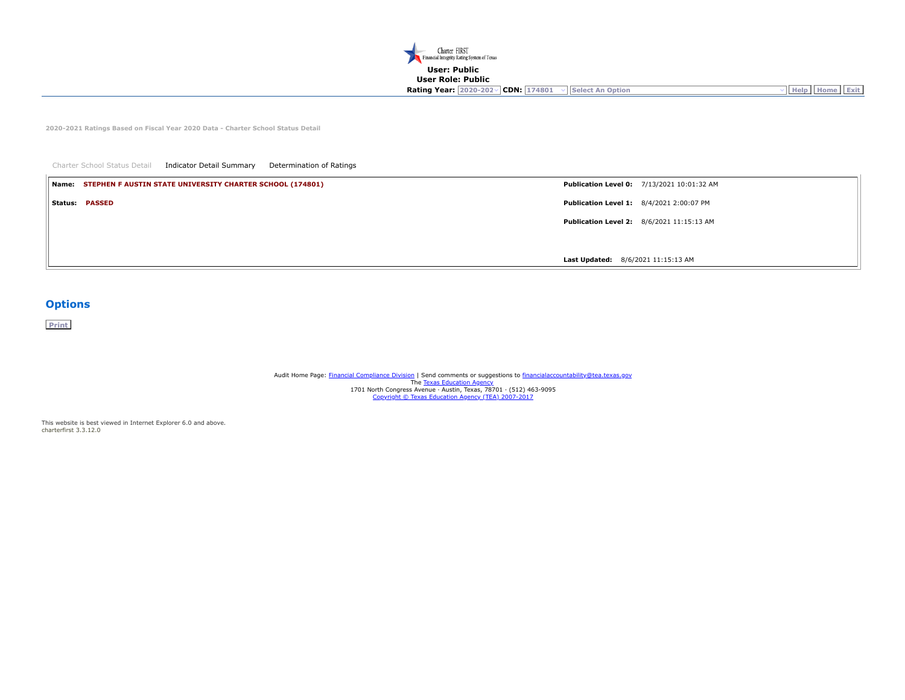Charter FIRST
Financial Integrity Rating System of Texas

**User: Public**
**User Role: Public**
**Rating Year:** 2020-202 **CDN:** 174801 Select An Option Help Home Exit

**2020-2021 Ratings Based on Fiscal Year 2020 Data - Charter School Status Detail**

Charter School Status Detail | Indicator Detail Summary | Determination of Ratings

| | |
|---|---|
| **Name:** STEPHEN F AUSTIN STATE UNIVERSITY CHARTER SCHOOL (174801) | **Publication Level 0:** 7/13/2021 10:01:32 AM |
| **Status:** PASSED | **Publication Level 1:** 8/4/2021 2:00:07 PM |
| | **Publication Level 2:** 8/6/2021 11:15:13 AM |
| | **Last Updated:** 8/6/2021 11:15:13 AM |

## Options

Print

Audit Home Page: Financial Compliance Division | Send comments or suggestions to financialaccountability@tea.texas.gov
The Texas Education Agency
1701 North Congress Avenue · Austin, Texas, 78701 · (512) 463-9095
Copyright © Texas Education Agency (TEA) 2007-2017

This website is best viewed in Internet Explorer 6.0 and above.
charterfirst 3.3.12.0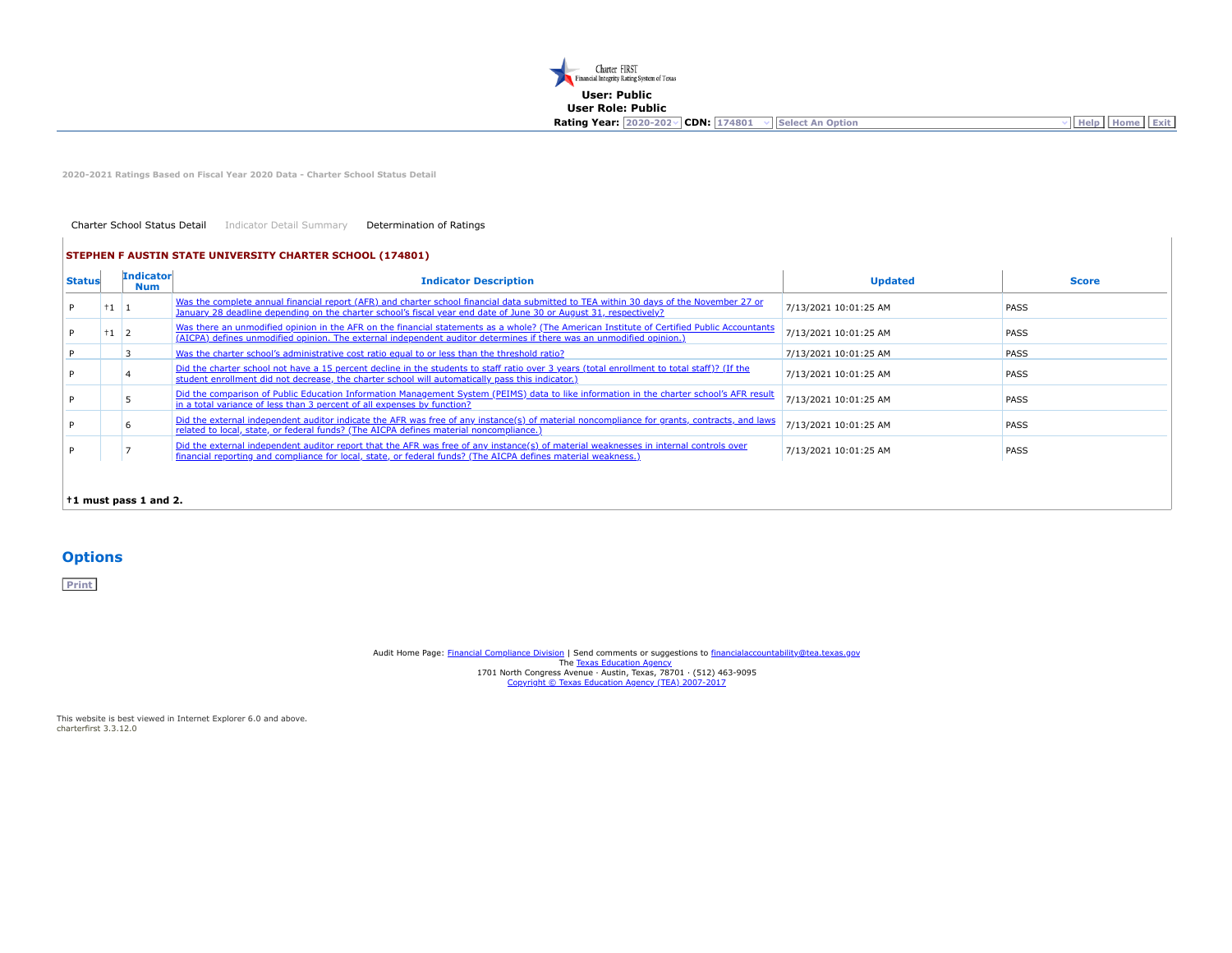Charter FIRST
Financial Integrity Rating System of Texas

**User: Public**
**User Role: Public**
**Rating Year:** 2020-202 **CDN:** 174801 Select An Option Help Home Exit

2020-2021 Ratings Based on Fiscal Year 2020 Data - Charter School Status Detail

Charter School Status Detail | Indicator Detail Summary | Determination of Ratings

**STEPHEN F AUSTIN STATE UNIVERSITY CHARTER SCHOOL (174801)**

| Status | | Indicator Num | Indicator Description | Updated | Score |
|---|---|---|---|---|---|
| P | †1 | 1 | Was the complete annual financial report (AFR) and charter school financial data submitted to TEA within 30 days of the November 27 or January 28 deadline depending on the charter school's fiscal year end date of June 30 or August 31, respectively? | 7/13/2021 10:01:25 AM | PASS |
| P | †1 | 2 | Was there an unmodified opinion in the AFR on the financial statements as a whole? (The American Institute of Certified Public Accountants (AICPA) defines unmodified opinion. The external independent auditor determines if there was an unmodified opinion.) | 7/13/2021 10:01:25 AM | PASS |
| P | | 3 | Was the charter school's administrative cost ratio equal to or less than the threshold ratio? | 7/13/2021 10:01:25 AM | PASS |
| P | | 4 | Did the charter school not have a 15 percent decline in the students to staff ratio over 3 years (total enrollment to total staff)? (If the student enrollment did not decrease, the charter school will automatically pass this indicator.) | 7/13/2021 10:01:25 AM | PASS |
| P | | 5 | Did the comparison of Public Education Information Management System (PEIMS) data to like information in the charter school's AFR result in a total variance of less than 3 percent of all expenses by function? | 7/13/2021 10:01:25 AM | PASS |
| P | | 6 | Did the external independent auditor indicate the AFR was free of any instance(s) of material noncompliance for grants, contracts, and laws related to local, state, or federal funds? (The AICPA defines material noncompliance.) | 7/13/2021 10:01:25 AM | PASS |
| P | | 7 | Did the external independent auditor report that the AFR was free of any instance(s) of material weaknesses in internal controls over financial reporting and compliance for local, state, or federal funds? (The AICPA defines material weakness.) | 7/13/2021 10:01:25 AM | PASS |

**†1 must pass 1 and 2.**

## Options

Print

Audit Home Page: Financial Compliance Division | Send comments or suggestions to financialaccountability@tea.texas.gov
The Texas Education Agency
1701 North Congress Avenue · Austin, Texas, 78701 · (512) 463-9095
Copyright © Texas Education Agency (TEA) 2007-2017

This website is best viewed in Internet Explorer 6.0 and above.
charterfirst 3.3.12.0